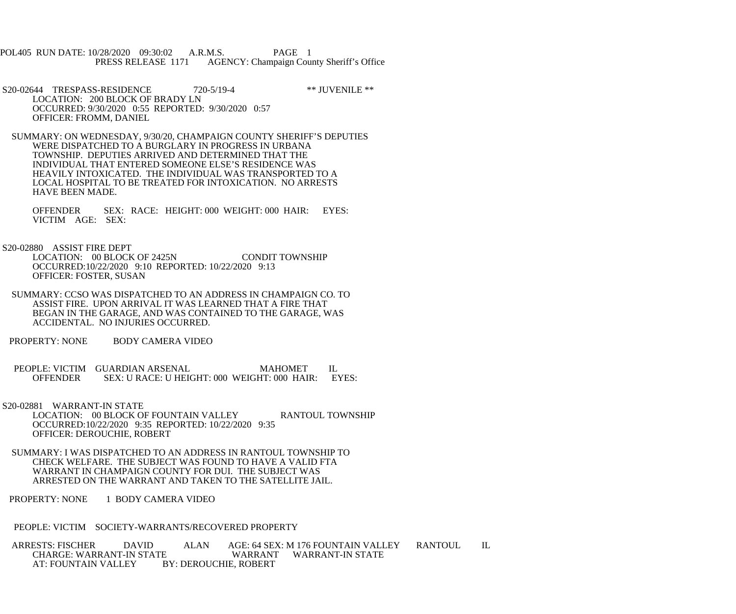POL405 RUN DATE: 10/28/2020 09:30:02 A.R.M.S. PAGE 1
PRESS RELEASE 1171 AGENCY: Champaign County Sheriff's Office

S20-02644 TRESPASS-RESIDENCE 720-5/19-4 ** JUVENILE **
LOCATION: 200 BLOCK OF BRADY LN
OCCURRED: 9/30/2020 0:55 REPORTED: 9/30/2020 0:57
OFFICER: FROMM, DANIEL

SUMMARY: ON WEDNESDAY, 9/30/20, CHAMPAIGN COUNTY SHERIFF'S DEPUTIES WERE DISPATCHED TO A BURGLARY IN PROGRESS IN URBANA TOWNSHIP. DEPUTIES ARRIVED AND DETERMINED THAT THE INDIVIDUAL THAT ENTERED SOMEONE ELSE'S RESIDENCE WAS HEAVILY INTOXICATED. THE INDIVIDUAL WAS TRANSPORTED TO A LOCAL HOSPITAL TO BE TREATED FOR INTOXICATION. NO ARRESTS HAVE BEEN MADE.

OFFENDER SEX: RACE: HEIGHT: 000 WEIGHT: 000 HAIR: EYES:
VICTIM AGE: SEX:

S20-02880 ASSIST FIRE DEPT
LOCATION: 00 BLOCK OF 2425N CONDIT TOWNSHIP
OCCURRED:10/22/2020 9:10 REPORTED: 10/22/2020 9:13
OFFICER: FOSTER, SUSAN

SUMMARY: CCSO WAS DISPATCHED TO AN ADDRESS IN CHAMPAIGN CO. TO ASSIST FIRE. UPON ARRIVAL IT WAS LEARNED THAT A FIRE THAT BEGAN IN THE GARAGE, AND WAS CONTAINED TO THE GARAGE, WAS ACCIDENTAL. NO INJURIES OCCURRED.

PROPERTY: NONE BODY CAMERA VIDEO

PEOPLE: VICTIM GUARDIAN ARSENAL MAHOMET IL
OFFENDER SEX: U RACE: U HEIGHT: 000 WEIGHT: 000 HAIR: EYES:

S20-02881 WARRANT-IN STATE
LOCATION: 00 BLOCK OF FOUNTAIN VALLEY RANTOUL TOWNSHIP
OCCURRED:10/22/2020 9:35 REPORTED: 10/22/2020 9:35
OFFICER: DEROUCHIE, ROBERT

SUMMARY: I WAS DISPATCHED TO AN ADDRESS IN RANTOUL TOWNSHIP TO CHECK WELFARE. THE SUBJECT WAS FOUND TO HAVE A VALID FTA WARRANT IN CHAMPAIGN COUNTY FOR DUI. THE SUBJECT WAS ARRESTED ON THE WARRANT AND TAKEN TO THE SATELLITE JAIL.

PROPERTY: NONE 1 BODY CAMERA VIDEO

PEOPLE: VICTIM SOCIETY-WARRANTS/RECOVERED PROPERTY

ARRESTS: FISCHER DAVID ALAN AGE: 64 SEX: M 176 FOUNTAIN VALLEY RANTOUL IL
CHARGE: WARRANT-IN STATE WARRANT WARRANT-IN STATE
AT: FOUNTAIN VALLEY BY: DEROUCHIE, ROBERT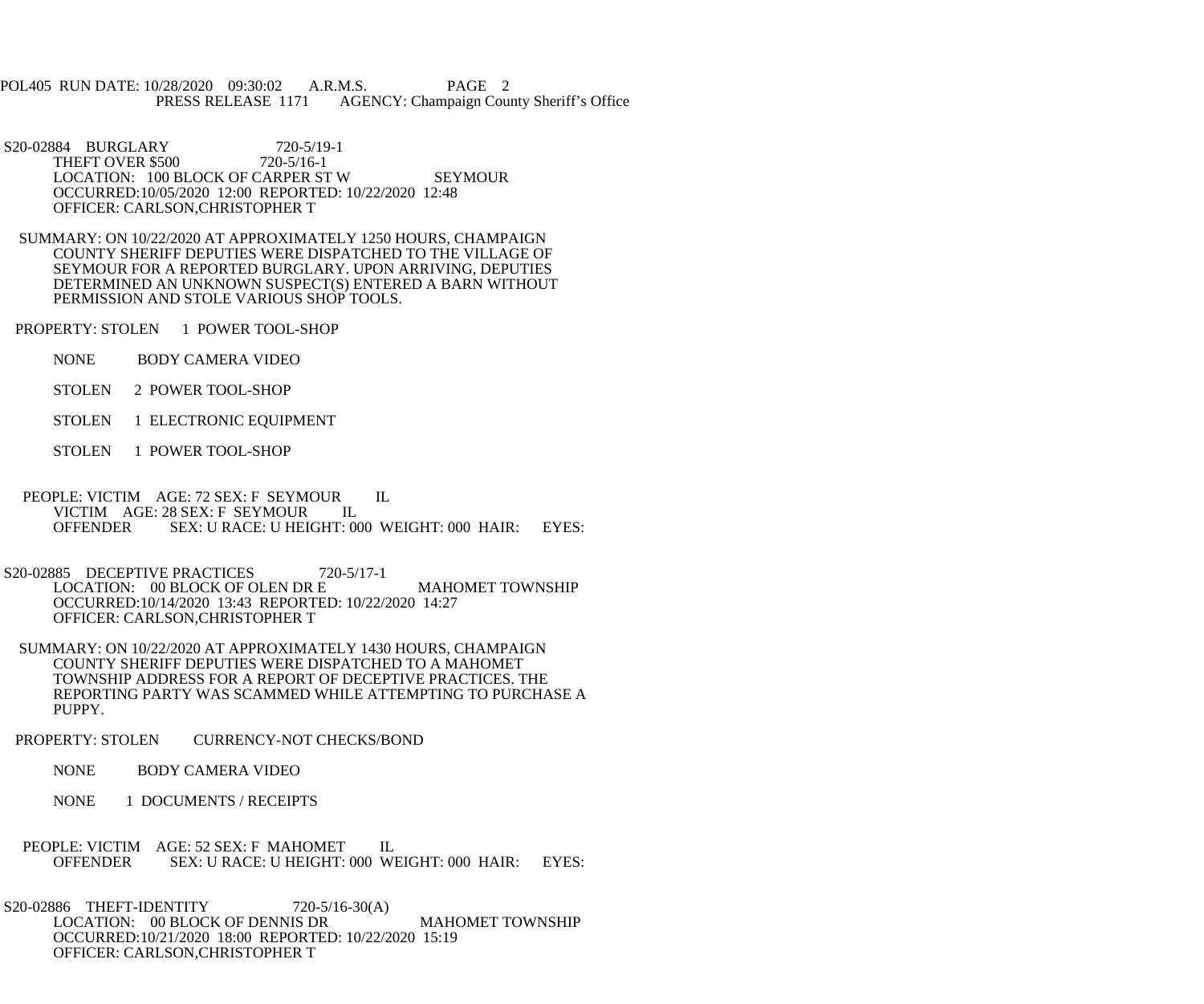POL405 RUN DATE: 10/28/2020 09:30:02 A.R.M.S. PAGE 2
PRESS RELEASE 1171 AGENCY: Champaign County Sheriff's Office

S20-02884 BURGLARY 720-5/19-1
THEFT OVER $500 720-5/16-1
LOCATION: 100 BLOCK OF CARPER ST W SEYMOUR
OCCURRED:10/05/2020 12:00 REPORTED: 10/22/2020 12:48
OFFICER: CARLSON,CHRISTOPHER T

SUMMARY: ON 10/22/2020 AT APPROXIMATELY 1250 HOURS, CHAMPAIGN COUNTY SHERIFF DEPUTIES WERE DISPATCHED TO THE VILLAGE OF SEYMOUR FOR A REPORTED BURGLARY. UPON ARRIVING, DEPUTIES DETERMINED AN UNKNOWN SUSPECT(S) ENTERED A BARN WITHOUT PERMISSION AND STOLE VARIOUS SHOP TOOLS.

PROPERTY: STOLEN 1 POWER TOOL-SHOP

NONE BODY CAMERA VIDEO

STOLEN 2 POWER TOOL-SHOP

STOLEN 1 ELECTRONIC EQUIPMENT

STOLEN 1 POWER TOOL-SHOP

PEOPLE: VICTIM AGE: 72 SEX: F SEYMOUR IL
VICTIM AGE: 28 SEX: F SEYMOUR IL
OFFENDER SEX: U RACE: U HEIGHT: 000 WEIGHT: 000 HAIR: EYES:

S20-02885 DECEPTIVE PRACTICES 720-5/17-1
LOCATION: 00 BLOCK OF OLEN DR E MAHOMET TOWNSHIP
OCCURRED:10/14/2020 13:43 REPORTED: 10/22/2020 14:27
OFFICER: CARLSON,CHRISTOPHER T

SUMMARY: ON 10/22/2020 AT APPROXIMATELY 1430 HOURS, CHAMPAIGN COUNTY SHERIFF DEPUTIES WERE DISPATCHED TO A MAHOMET TOWNSHIP ADDRESS FOR A REPORT OF DECEPTIVE PRACTICES. THE REPORTING PARTY WAS SCAMMED WHILE ATTEMPTING TO PURCHASE A PUPPY.

PROPERTY: STOLEN CURRENCY-NOT CHECKS/BOND

NONE BODY CAMERA VIDEO

NONE 1 DOCUMENTS / RECEIPTS

PEOPLE: VICTIM AGE: 52 SEX: F MAHOMET IL
OFFENDER SEX: U RACE: U HEIGHT: 000 WEIGHT: 000 HAIR: EYES:

S20-02886 THEFT-IDENTITY 720-5/16-30(A)
LOCATION: 00 BLOCK OF DENNIS DR MAHOMET TOWNSHIP
OCCURRED:10/21/2020 18:00 REPORTED: 10/22/2020 15:19
OFFICER: CARLSON,CHRISTOPHER T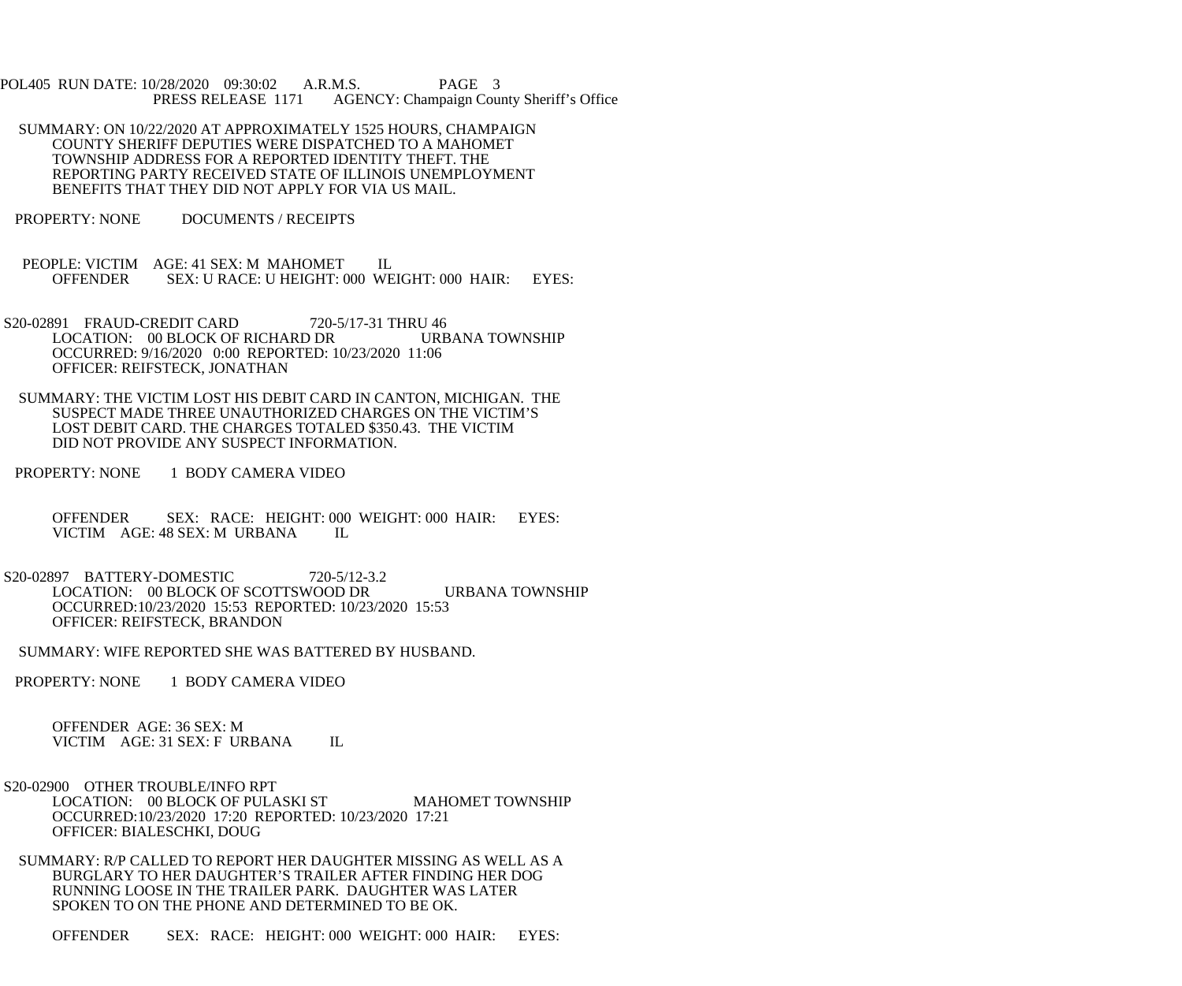SUMMARY: ON 10/22/2020 AT APPROXIMATELY 1525 HOURS, CHAMPAIGN COUNTY SHERIFF DEPUTIES WERE DISPATCHED TO A MAHOMET TOWNSHIP ADDRESS FOR A REPORTED IDENTITY THEFT. THE REPORTING PARTY RECEIVED STATE OF ILLINOIS UNEMPLOYMENT BENEFITS THAT THEY DID NOT APPLY FOR VIA US MAIL.

PROPERTY: NONE DOCUMENTS / RECEIPTS

PEOPLE: VICTIM AGE: 41 SEX: M MAHOMET IL
OFFENDER SEX: U RACE: U HEIGHT: 000 WEIGHT: 000 HAIR: EYES:

S20-02891 FRAUD-CREDIT CARD 720-5/17-31 THRU 46
LOCATION: 00 BLOCK OF RICHARD DR URBANA TOWNSHIP
OCCURRED: 9/16/2020 0:00 REPORTED: 10/23/2020 11:06
OFFICER: REIFSTECK, JONATHAN

SUMMARY: THE VICTIM LOST HIS DEBIT CARD IN CANTON, MICHIGAN. THE SUSPECT MADE THREE UNAUTHORIZED CHARGES ON THE VICTIM'S LOST DEBIT CARD. THE CHARGES TOTALED $350.43. THE VICTIM DID NOT PROVIDE ANY SUSPECT INFORMATION.

PROPERTY: NONE 1 BODY CAMERA VIDEO

OFFENDER SEX: RACE: HEIGHT: 000 WEIGHT: 000 HAIR: EYES:
VICTIM AGE: 48 SEX: M URBANA IL

S20-02897 BATTERY-DOMESTIC 720-5/12-3.2
LOCATION: 00 BLOCK OF SCOTTSWOOD DR URBANA TOWNSHIP
OCCURRED:10/23/2020 15:53 REPORTED: 10/23/2020 15:53
OFFICER: REIFSTECK, BRANDON

SUMMARY: WIFE REPORTED SHE WAS BATTERED BY HUSBAND.

PROPERTY: NONE 1 BODY CAMERA VIDEO

OFFENDER AGE: 36 SEX: M
VICTIM AGE: 31 SEX: F URBANA IL

S20-02900 OTHER TROUBLE/INFO RPT
LOCATION: 00 BLOCK OF PULASKI ST MAHOMET TOWNSHIP
OCCURRED:10/23/2020 17:20 REPORTED: 10/23/2020 17:21
OFFICER: BIALESCHKI, DOUG

SUMMARY: R/P CALLED TO REPORT HER DAUGHTER MISSING AS WELL AS A BURGLARY TO HER DAUGHTER'S TRAILER AFTER FINDING HER DOG RUNNING LOOSE IN THE TRAILER PARK. DAUGHTER WAS LATER SPOKEN TO ON THE PHONE AND DETERMINED TO BE OK.

OFFENDER SEX: RACE: HEIGHT: 000 WEIGHT: 000 HAIR: EYES: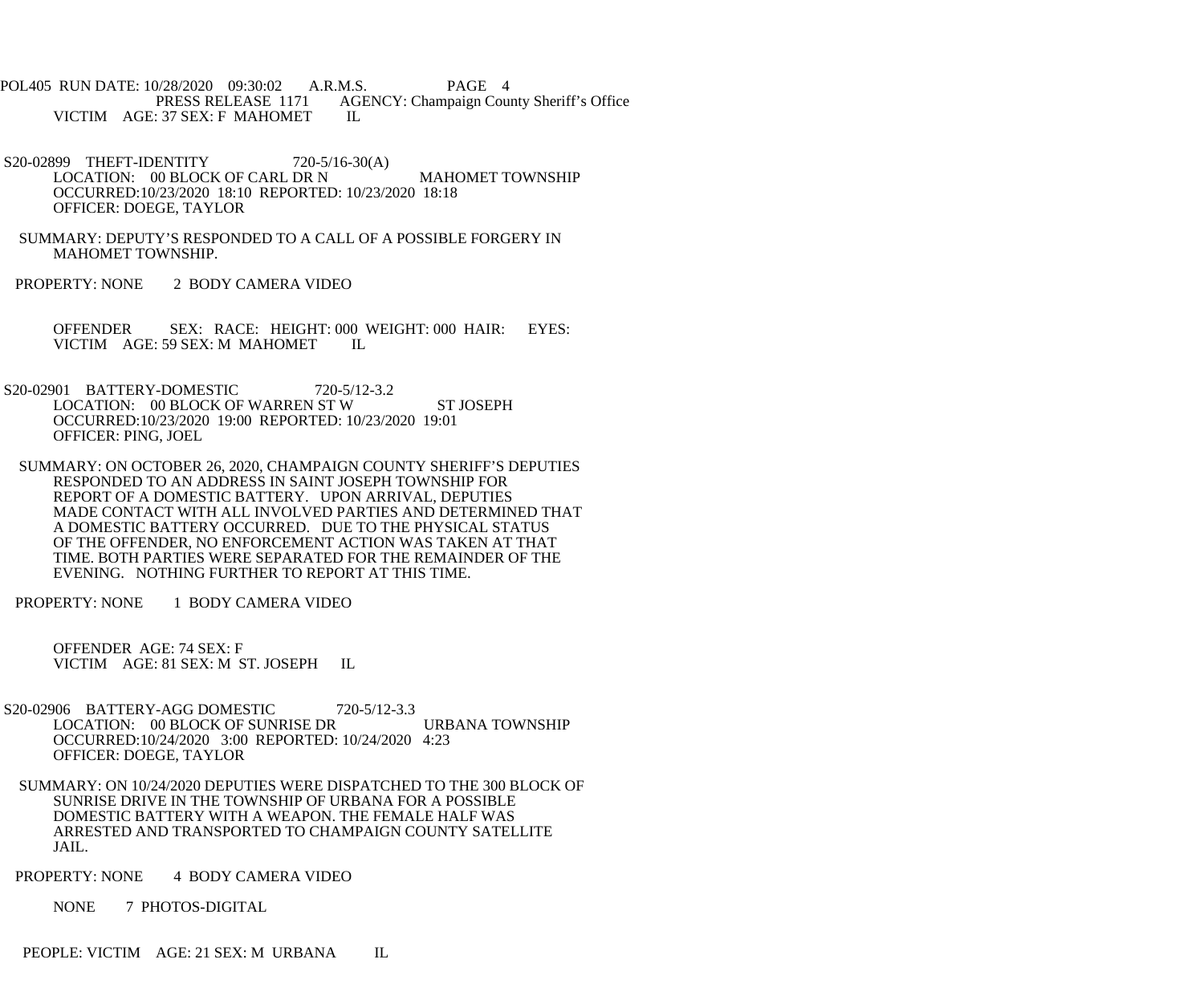POL405 RUN DATE: 10/28/2020 09:30:02 A.R.M.S. PAGE 4
PRESS RELEASE 1171 AGENCY: Champaign County Sheriff's Office

VICTIM AGE: 37 SEX: F MAHOMET IL

S20-02899 THEFT-IDENTITY 720-5/16-30(A)
LOCATION: 00 BLOCK OF CARL DR N MAHOMET TOWNSHIP
OCCURRED:10/23/2020 18:10 REPORTED: 10/23/2020 18:18
OFFICER: DOEGE, TAYLOR

SUMMARY: DEPUTY'S RESPONDED TO A CALL OF A POSSIBLE FORGERY IN MAHOMET TOWNSHIP.

PROPERTY: NONE 2 BODY CAMERA VIDEO

OFFENDER SEX: RACE: HEIGHT: 000 WEIGHT: 000 HAIR: EYES:
VICTIM AGE: 59 SEX: M MAHOMET IL

S20-02901 BATTERY-DOMESTIC 720-5/12-3.2
LOCATION: 00 BLOCK OF WARREN ST W ST JOSEPH
OCCURRED:10/23/2020 19:00 REPORTED: 10/23/2020 19:01
OFFICER: PING, JOEL

SUMMARY: ON OCTOBER 26, 2020, CHAMPAIGN COUNTY SHERIFF'S DEPUTIES RESPONDED TO AN ADDRESS IN SAINT JOSEPH TOWNSHIP FOR REPORT OF A DOMESTIC BATTERY. UPON ARRIVAL, DEPUTIES MADE CONTACT WITH ALL INVOLVED PARTIES AND DETERMINED THAT A DOMESTIC BATTERY OCCURRED. DUE TO THE PHYSICAL STATUS OF THE OFFENDER, NO ENFORCEMENT ACTION WAS TAKEN AT THAT TIME. BOTH PARTIES WERE SEPARATED FOR THE REMAINDER OF THE EVENING. NOTHING FURTHER TO REPORT AT THIS TIME.

PROPERTY: NONE 1 BODY CAMERA VIDEO

OFFENDER AGE: 74 SEX: F
VICTIM AGE: 81 SEX: M ST. JOSEPH IL

S20-02906 BATTERY-AGG DOMESTIC 720-5/12-3.3
LOCATION: 00 BLOCK OF SUNRISE DR URBANA TOWNSHIP
OCCURRED:10/24/2020 3:00 REPORTED: 10/24/2020 4:23
OFFICER: DOEGE, TAYLOR

SUMMARY: ON 10/24/2020 DEPUTIES WERE DISPATCHED TO THE 300 BLOCK OF SUNRISE DRIVE IN THE TOWNSHIP OF URBANA FOR A POSSIBLE DOMESTIC BATTERY WITH A WEAPON. THE FEMALE HALF WAS ARRESTED AND TRANSPORTED TO CHAMPAIGN COUNTY SATELLITE JAIL.

PROPERTY: NONE 4 BODY CAMERA VIDEO

NONE 7 PHOTOS-DIGITAL

PEOPLE: VICTIM AGE: 21 SEX: M URBANA IL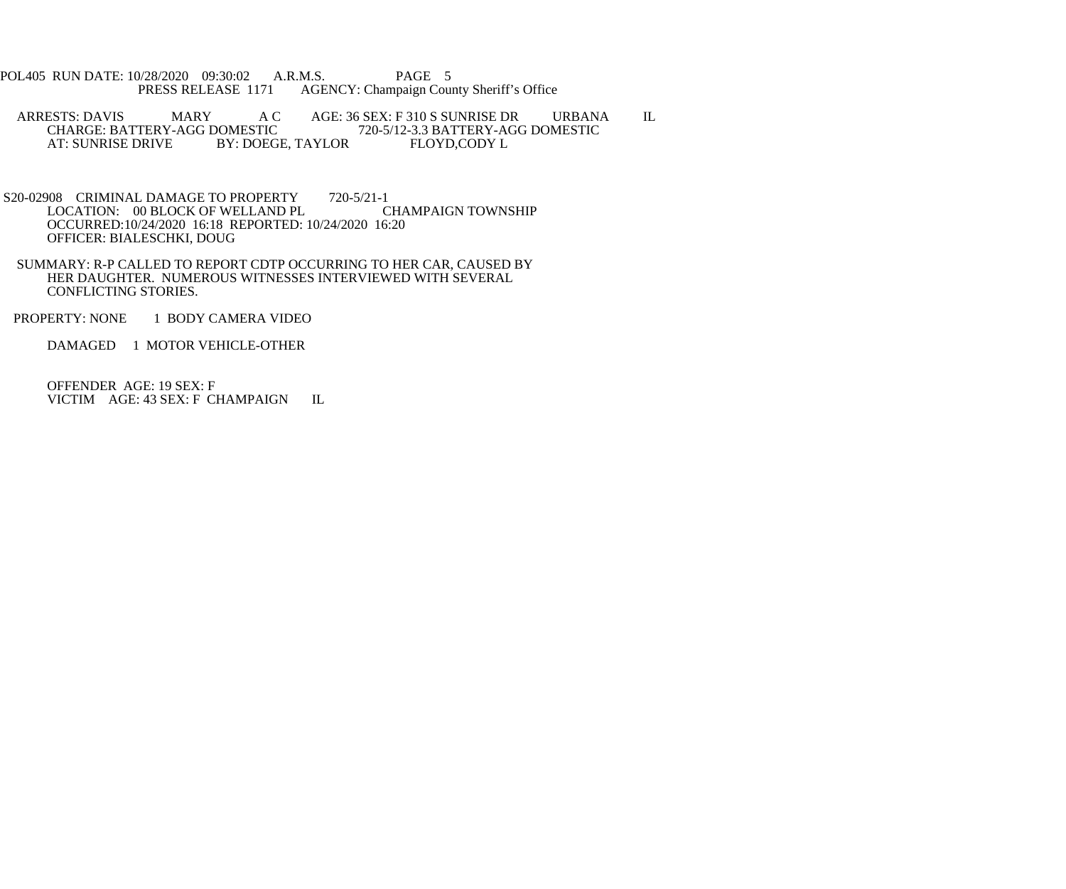ARRESTS: DAVIS MARY A C AGE: 36 SEX: F 310 S SUNRISE DR URBANA IL
CHARGE: BATTERY-AGG DOMESTIC 720-5/12-3.3 BATTERY-AGG DOMESTIC
AT: SUNRISE DRIVE BY: DOEGE, TAYLOR FLOYD,CODY L

S20-02908 CRIMINAL DAMAGE TO PROPERTY 720-5/21-1
LOCATION: 00 BLOCK OF WELLAND PL CHAMPAIGN TOWNSHIP
OCCURRED:10/24/2020 16:18 REPORTED: 10/24/2020 16:20
OFFICER: BIALESCHKI, DOUG

SUMMARY: R-P CALLED TO REPORT CDTP OCCURRING TO HER CAR, CAUSED BY HER DAUGHTER. NUMEROUS WITNESSES INTERVIEWED WITH SEVERAL CONFLICTING STORIES.

PROPERTY: NONE 1 BODY CAMERA VIDEO

DAMAGED 1 MOTOR VEHICLE-OTHER

OFFENDER AGE: 19 SEX: F
VICTIM AGE: 43 SEX: F CHAMPAIGN IL